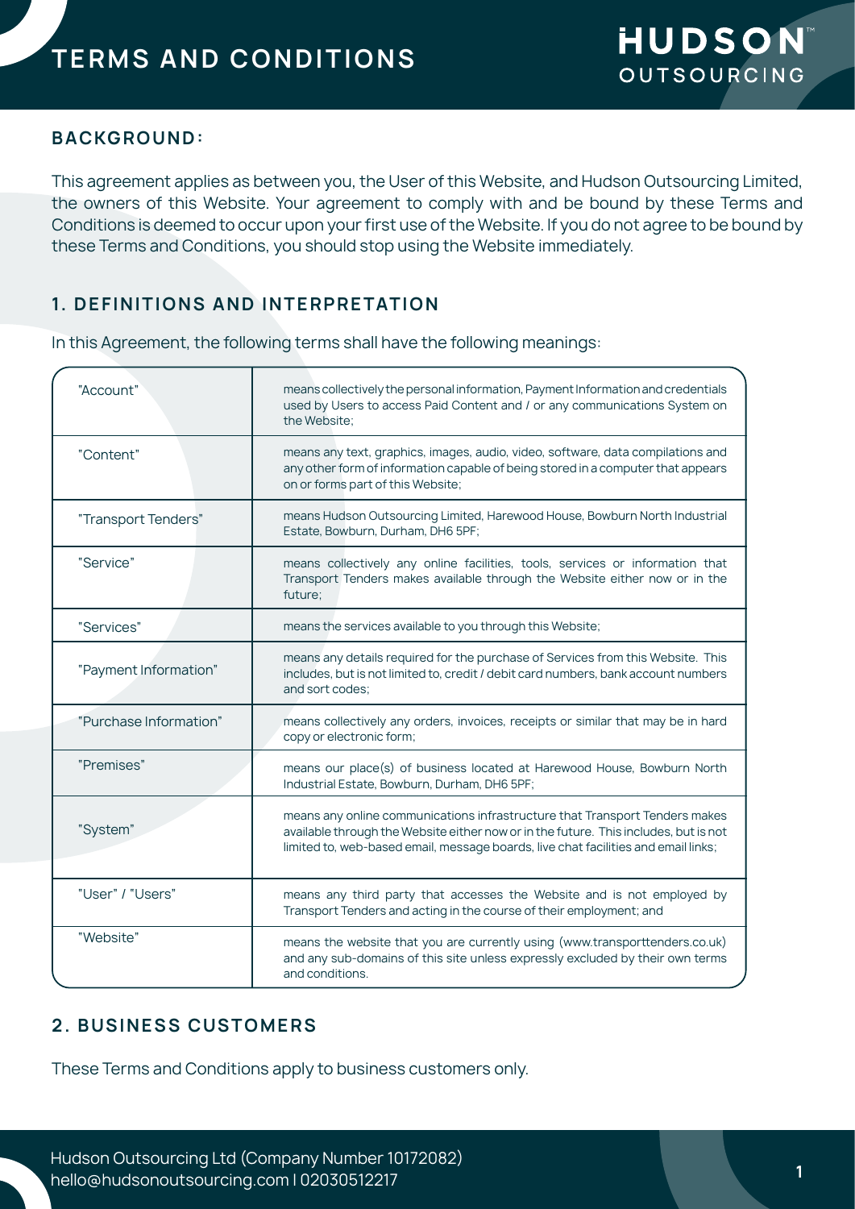# TERMS AND CONDITIONS

## BACKGROUND:

This agreement applies as between you, the User of this Website, and Hudson Outsourcing Limited, the owners of this Website. Your agreement to comply with and be bound by these Terms and Conditions is deemed to occur upon your first use of the Website. If you do not agree to be bound by these Terms and Conditions, you should stop using the Website immediately.

## 1. DEFINITIONS AND INTERPRETATION

In this Agreement, the following terms shall have the following meanings:

| | |
|---|---|
| "Account" | means collectively the personal information, Payment Information and credentials used by Users to access Paid Content and / or any communications System on the Website; |
| "Content" | means any text, graphics, images, audio, video, software, data compilations and any other form of information capable of being stored in a computer that appears on or forms part of this Website; |
| "Transport Tenders" | means Hudson Outsourcing Limited, Harewood House, Bowburn North Industrial Estate, Bowburn, Durham, DH6 5PF; |
| "Service" | means collectively any online facilities, tools, services or information that Transport Tenders makes available through the Website either now or in the future; |
| "Services" | means the services available to you through this Website; |
| "Payment Information" | means any details required for the purchase of Services from this Website. This includes, but is not limited to, credit / debit card numbers, bank account numbers and sort codes; |
| "Purchase Information" | means collectively any orders, invoices, receipts or similar that may be in hard copy or electronic form; |
| "Premises" | means our place(s) of business located at Harewood House, Bowburn North Industrial Estate, Bowburn, Durham, DH6 5PF; |
| "System" | means any online communications infrastructure that Transport Tenders makes available through the Website either now or in the future. This includes, but is not limited to, web-based email, message boards, live chat facilities and email links; |
| "User" / "Users" | means any third party that accesses the Website and is not employed by Transport Tenders and acting in the course of their employment; and |
| "Website" | means the website that you are currently using (www.transporttenders.co.uk) and any sub-domains of this site unless expressly excluded by their own terms and conditions. |

## 2. BUSINESS CUSTOMERS

These Terms and Conditions apply to business customers only.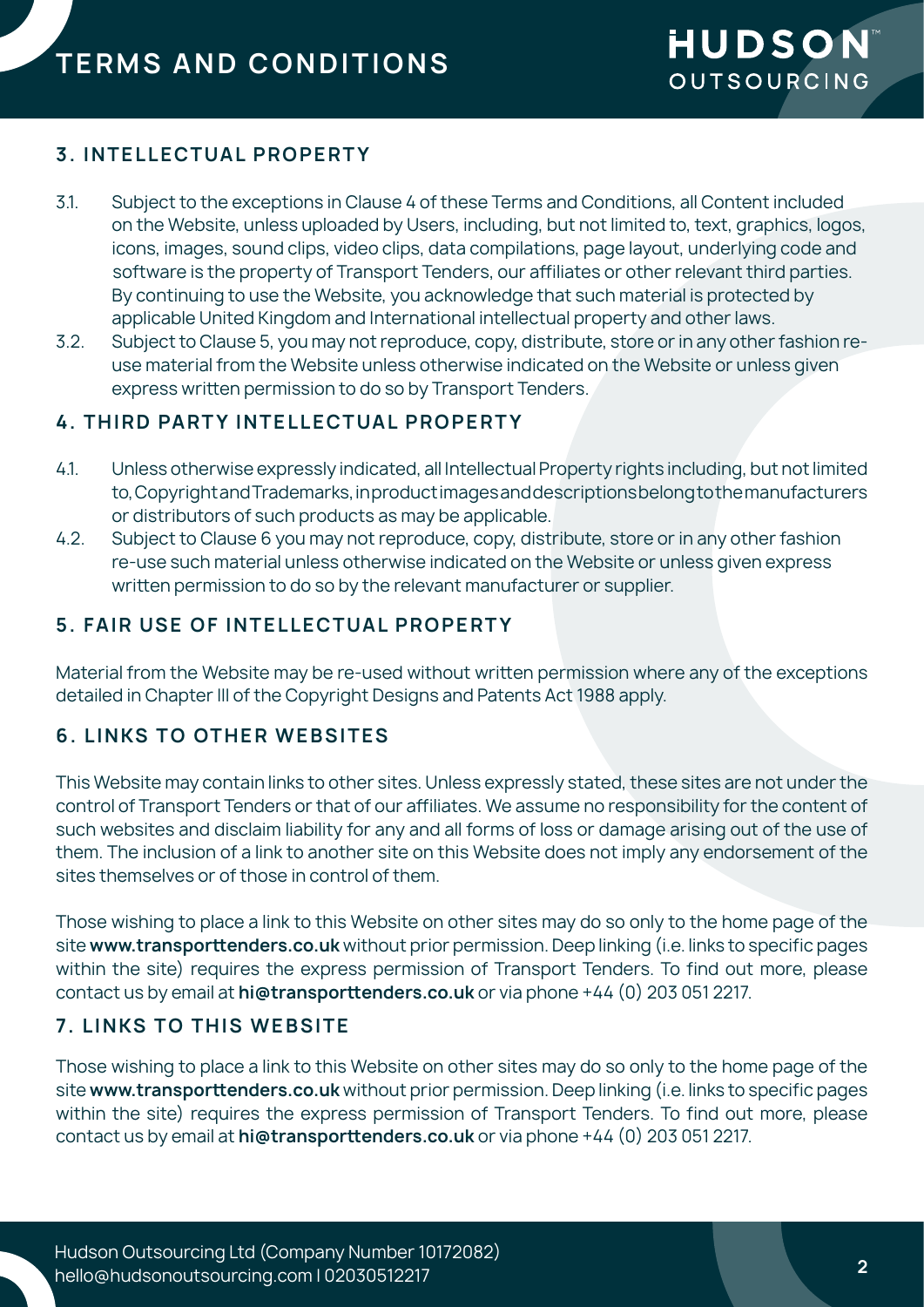## 3. INTELLECTUAL PROPERTY

3.1. Subject to the exceptions in Clause 4 of these Terms and Conditions, all Content included on the Website, unless uploaded by Users, including, but not limited to, text, graphics, logos, icons, images, sound clips, video clips, data compilations, page layout, underlying code and software is the property of Transport Tenders, our affiliates or other relevant third parties. By continuing to use the Website, you acknowledge that such material is protected by applicable United Kingdom and International intellectual property and other laws.

3.2. Subject to Clause 5, you may not reproduce, copy, distribute, store or in any other fashion re-use material from the Website unless otherwise indicated on the Website or unless given express written permission to do so by Transport Tenders.

## 4. THIRD PARTY INTELLECTUAL PROPERTY

4.1. Unless otherwise expressly indicated, all Intellectual Property rights including, but not limited to, Copyright and Trademarks, in product images and descriptions belong to the manufacturers or distributors of such products as may be applicable.

4.2. Subject to Clause 6 you may not reproduce, copy, distribute, store or in any other fashion re-use such material unless otherwise indicated on the Website or unless given express written permission to do so by the relevant manufacturer or supplier.

## 5. FAIR USE OF INTELLECTUAL PROPERTY

Material from the Website may be re-used without written permission where any of the exceptions detailed in Chapter III of the Copyright Designs and Patents Act 1988 apply.

## 6. LINKS TO OTHER WEBSITES

This Website may contain links to other sites. Unless expressly stated, these sites are not under the control of Transport Tenders or that of our affiliates. We assume no responsibility for the content of such websites and disclaim liability for any and all forms of loss or damage arising out of the use of them. The inclusion of a link to another site on this Website does not imply any endorsement of the sites themselves or of those in control of them.

Those wishing to place a link to this Website on other sites may do so only to the home page of the site **www.transporttenders.co.uk** without prior permission. Deep linking (i.e. links to specific pages within the site) requires the express permission of Transport Tenders. To find out more, please contact us by email at **hi@transporttenders.co.uk** or via phone +44 (0) 203 051 2217.

## 7. LINKS TO THIS WEBSITE

Those wishing to place a link to this Website on other sites may do so only to the home page of the site **www.transporttenders.co.uk** without prior permission. Deep linking (i.e. links to specific pages within the site) requires the express permission of Transport Tenders. To find out more, please contact us by email at **hi@transporttenders.co.uk** or via phone +44 (0) 203 051 2217.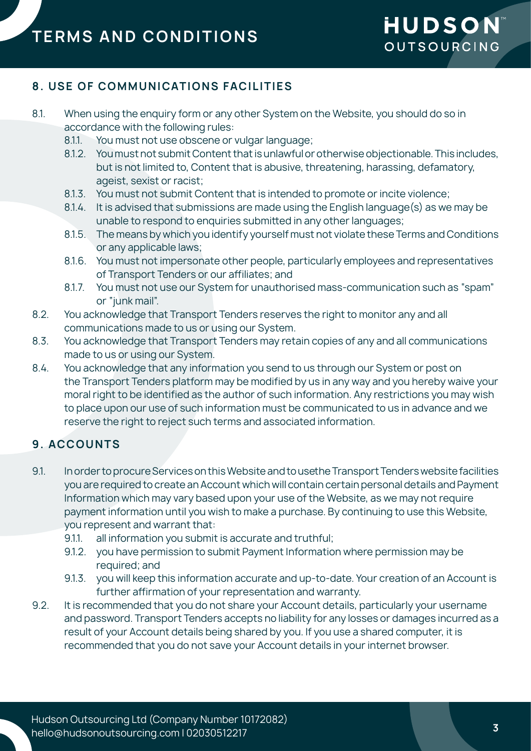## 8. USE OF COMMUNICATIONS FACILITIES

8.1. When using the enquiry form or any other System on the Website, you should do so in accordance with the following rules:

- 8.1.1. You must not use obscene or vulgar language;
- 8.1.2. You must not submit Content that is unlawful or otherwise objectionable. This includes, but is not limited to, Content that is abusive, threatening, harassing, defamatory, ageist, sexist or racist;
- 8.1.3. You must not submit Content that is intended to promote or incite violence;
- 8.1.4. It is advised that submissions are made using the English language(s) as we may be unable to respond to enquiries submitted in any other languages;
- 8.1.5. The means by which you identify yourself must not violate these Terms and Conditions or any applicable laws;
- 8.1.6. You must not impersonate other people, particularly employees and representatives of Transport Tenders or our affiliates; and
- 8.1.7. You must not use our System for unauthorised mass-communication such as "spam" or "junk mail".

8.2. You acknowledge that Transport Tenders reserves the right to monitor any and all communications made to us or using our System.

8.3. You acknowledge that Transport Tenders may retain copies of any and all communications made to us or using our System.

8.4. You acknowledge that any information you send to us through our System or post on the Transport Tenders platform may be modified by us in any way and you hereby waive your moral right to be identified as the author of such information. Any restrictions you may wish to place upon our use of such information must be communicated to us in advance and we reserve the right to reject such terms and associated information.

## 9. ACCOUNTS

9.1. In order to procure Services on this Website and to usethe Transport Tenders website facilities you are required to create an Account which will contain certain personal details and Payment Information which may vary based upon your use of the Website, as we may not require payment information until you wish to make a purchase. By continuing to use this Website, you represent and warrant that:

- 9.1.1. all information you submit is accurate and truthful;
- 9.1.2. you have permission to submit Payment Information where permission may be required; and
- 9.1.3. you will keep this information accurate and up-to-date. Your creation of an Account is further affirmation of your representation and warranty.

9.2. It is recommended that you do not share your Account details, particularly your username and password. Transport Tenders accepts no liability for any losses or damages incurred as a result of your Account details being shared by you. If you use a shared computer, it is recommended that you do not save your Account details in your internet browser.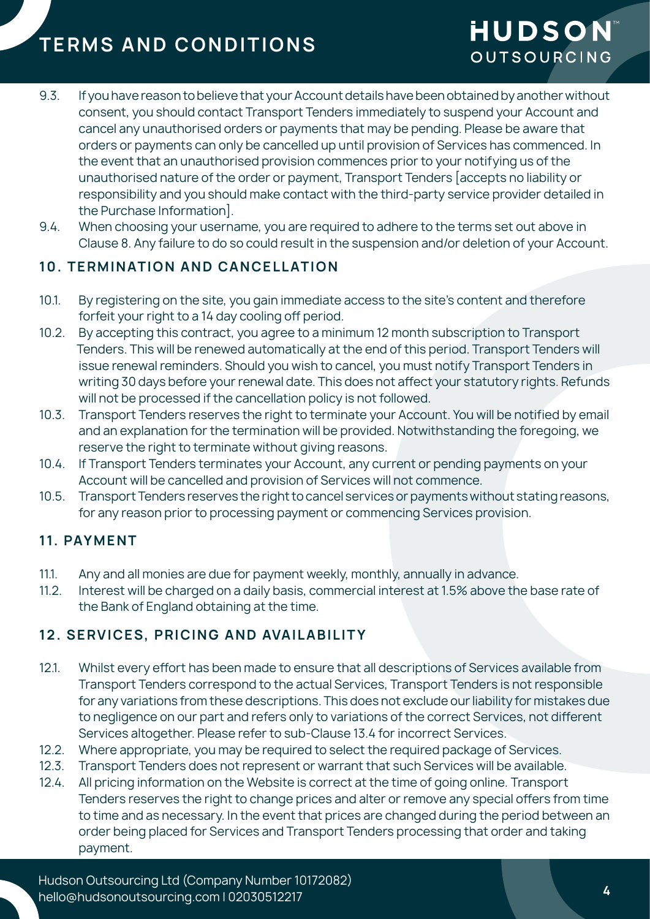9.3. If you have reason to believe that your Account details have been obtained by another without consent, you should contact Transport Tenders immediately to suspend your Account and cancel any unauthorised orders or payments that may be pending. Please be aware that orders or payments can only be cancelled up until provision of Services has commenced. In the event that an unauthorised provision commences prior to your notifying us of the unauthorised nature of the order or payment, Transport Tenders [accepts no liability or responsibility and you should make contact with the third-party service provider detailed in the Purchase Information].

9.4. When choosing your username, you are required to adhere to the terms set out above in Clause 8. Any failure to do so could result in the suspension and/or deletion of your Account.

## 10. TERMINATION AND CANCELLATION

10.1. By registering on the site, you gain immediate access to the site's content and therefore forfeit your right to a 14 day cooling off period.

10.2. By accepting this contract, you agree to a minimum 12 month subscription to Transport Tenders. This will be renewed automatically at the end of this period. Transport Tenders will issue renewal reminders. Should you wish to cancel, you must notify Transport Tenders in writing 30 days before your renewal date. This does not affect your statutory rights. Refunds will not be processed if the cancellation policy is not followed.

10.3. Transport Tenders reserves the right to terminate your Account. You will be notified by email and an explanation for the termination will be provided. Notwithstanding the foregoing, we reserve the right to terminate without giving reasons.

10.4. If Transport Tenders terminates your Account, any current or pending payments on your Account will be cancelled and provision of Services will not commence.

10.5. Transport Tenders reserves the right to cancel services or payments without stating reasons, for any reason prior to processing payment or commencing Services provision.

## 11. PAYMENT

11.1. Any and all monies are due for payment weekly, monthly, annually in advance.

11.2. Interest will be charged on a daily basis, commercial interest at 1.5% above the base rate of the Bank of England obtaining at the time.

## 12. SERVICES, PRICING AND AVAILABILITY

12.1. Whilst every effort has been made to ensure that all descriptions of Services available from Transport Tenders correspond to the actual Services, Transport Tenders is not responsible for any variations from these descriptions. This does not exclude our liability for mistakes due to negligence on our part and refers only to variations of the correct Services, not different Services altogether. Please refer to sub-Clause 13.4 for incorrect Services.

12.2. Where appropriate, you may be required to select the required package of Services.

12.3. Transport Tenders does not represent or warrant that such Services will be available.

12.4. All pricing information on the Website is correct at the time of going online. Transport Tenders reserves the right to change prices and alter or remove any special offers from time to time and as necessary. In the event that prices are changed during the period between an order being placed for Services and Transport Tenders processing that order and taking payment.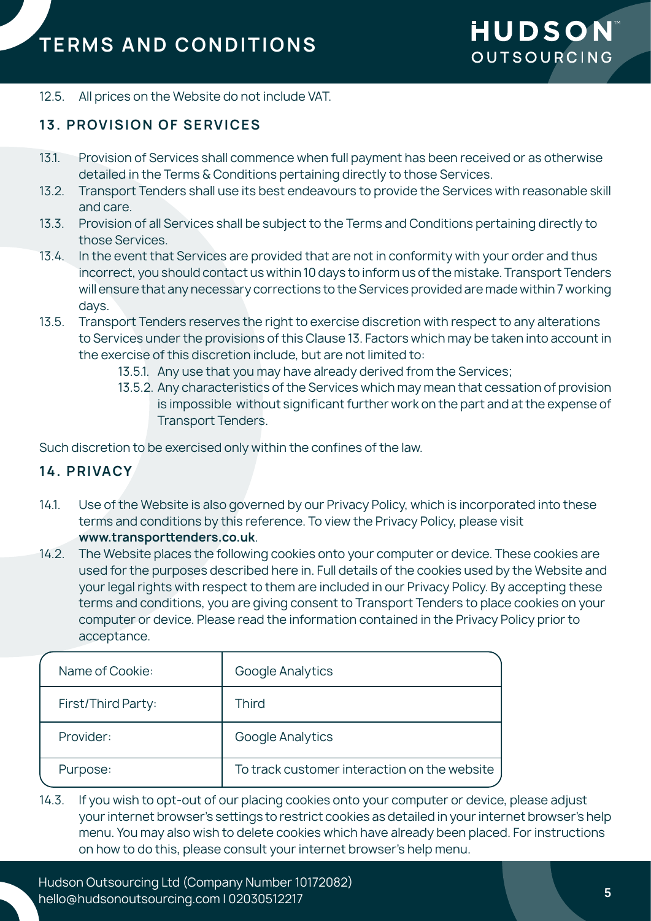12.5. All prices on the Website do not include VAT.

## 13. PROVISION OF SERVICES

13.1. Provision of Services shall commence when full payment has been received or as otherwise detailed in the Terms & Conditions pertaining directly to those Services.

13.2. Transport Tenders shall use its best endeavours to provide the Services with reasonable skill and care.

13.3. Provision of all Services shall be subject to the Terms and Conditions pertaining directly to those Services.

13.4. In the event that Services are provided that are not in conformity with your order and thus incorrect, you should contact us within 10 days to inform us of the mistake. Transport Tenders will ensure that any necessary corrections to the Services provided are made within 7 working days.

13.5. Transport Tenders reserves the right to exercise discretion with respect to any alterations to Services under the provisions of this Clause 13. Factors which may be taken into account in the exercise of this discretion include, but are not limited to:

- 13.5.1. Any use that you may have already derived from the Services;
- 13.5.2. Any characteristics of the Services which may mean that cessation of provision is impossible without significant further work on the part and at the expense of Transport Tenders.

Such discretion to be exercised only within the confines of the law.

## 14. PRIVACY

14.1. Use of the Website is also governed by our Privacy Policy, which is incorporated into these terms and conditions by this reference. To view the Privacy Policy, please visit **www.transporttenders.co.uk**.

14.2. The Website places the following cookies onto your computer or device. These cookies are used for the purposes described here in. Full details of the cookies used by the Website and your legal rights with respect to them are included in our Privacy Policy. By accepting these terms and conditions, you are giving consent to Transport Tenders to place cookies on your computer or device. Please read the information contained in the Privacy Policy prior to acceptance.

| Name of Cookie: | Google Analytics |
|---|---|
| First/Third Party: | Third |
| Provider: | Google Analytics |
| Purpose: | To track customer interaction on the website |

14.3. If you wish to opt-out of our placing cookies onto your computer or device, please adjust your internet browser's settings to restrict cookies as detailed in your internet browser's help menu. You may also wish to delete cookies which have already been placed. For instructions on how to do this, please consult your internet browser's help menu.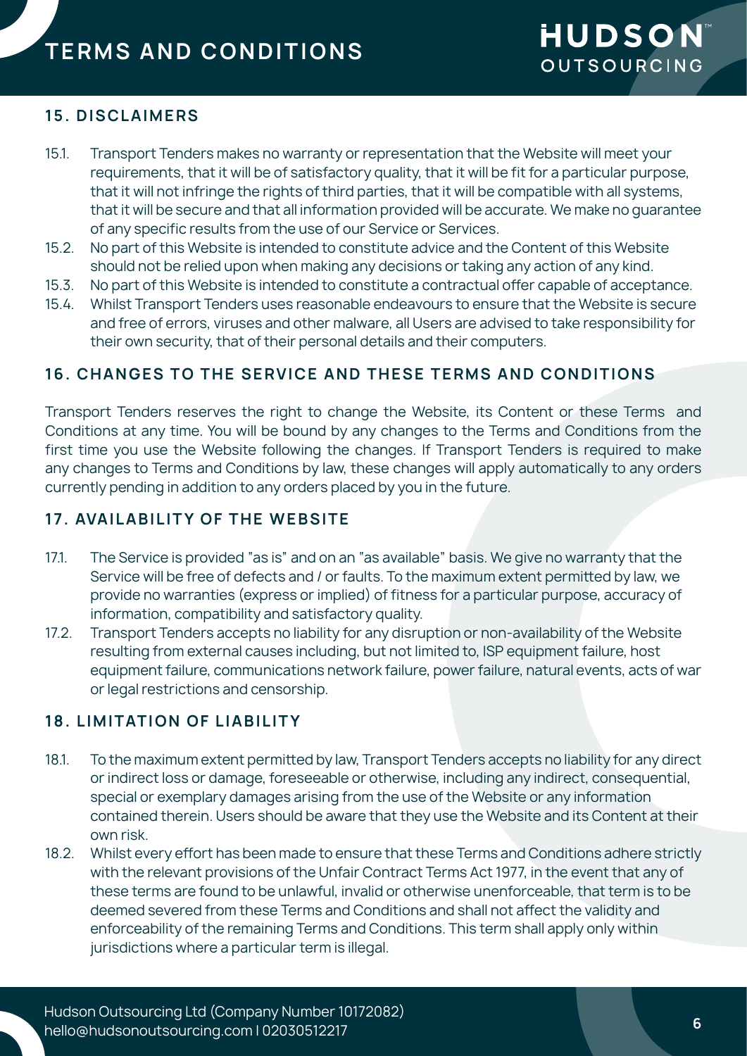## 15. DISCLAIMERS

15.1. Transport Tenders makes no warranty or representation that the Website will meet your requirements, that it will be of satisfactory quality, that it will be fit for a particular purpose, that it will not infringe the rights of third parties, that it will be compatible with all systems, that it will be secure and that all information provided will be accurate. We make no guarantee of any specific results from the use of our Service or Services.

15.2. No part of this Website is intended to constitute advice and the Content of this Website should not be relied upon when making any decisions or taking any action of any kind.

15.3. No part of this Website is intended to constitute a contractual offer capable of acceptance.

15.4. Whilst Transport Tenders uses reasonable endeavours to ensure that the Website is secure and free of errors, viruses and other malware, all Users are advised to take responsibility for their own security, that of their personal details and their computers.

## 16. CHANGES TO THE SERVICE AND THESE TERMS AND CONDITIONS

Transport Tenders reserves the right to change the Website, its Content or these Terms and Conditions at any time. You will be bound by any changes to the Terms and Conditions from the first time you use the Website following the changes. If Transport Tenders is required to make any changes to Terms and Conditions by law, these changes will apply automatically to any orders currently pending in addition to any orders placed by you in the future.

## 17. AVAILABILITY OF THE WEBSITE

17.1. The Service is provided "as is" and on an "as available" basis. We give no warranty that the Service will be free of defects and / or faults. To the maximum extent permitted by law, we provide no warranties (express or implied) of fitness for a particular purpose, accuracy of information, compatibility and satisfactory quality.

17.2. Transport Tenders accepts no liability for any disruption or non-availability of the Website resulting from external causes including, but not limited to, ISP equipment failure, host equipment failure, communications network failure, power failure, natural events, acts of war or legal restrictions and censorship.

## 18. LIMITATION OF LIABILITY

18.1. To the maximum extent permitted by law, Transport Tenders accepts no liability for any direct or indirect loss or damage, foreseeable or otherwise, including any indirect, consequential, special or exemplary damages arising from the use of the Website or any information contained therein. Users should be aware that they use the Website and its Content at their own risk.

18.2. Whilst every effort has been made to ensure that these Terms and Conditions adhere strictly with the relevant provisions of the Unfair Contract Terms Act 1977, in the event that any of these terms are found to be unlawful, invalid or otherwise unenforceable, that term is to be deemed severed from these Terms and Conditions and shall not affect the validity and enforceability of the remaining Terms and Conditions. This term shall apply only within jurisdictions where a particular term is illegal.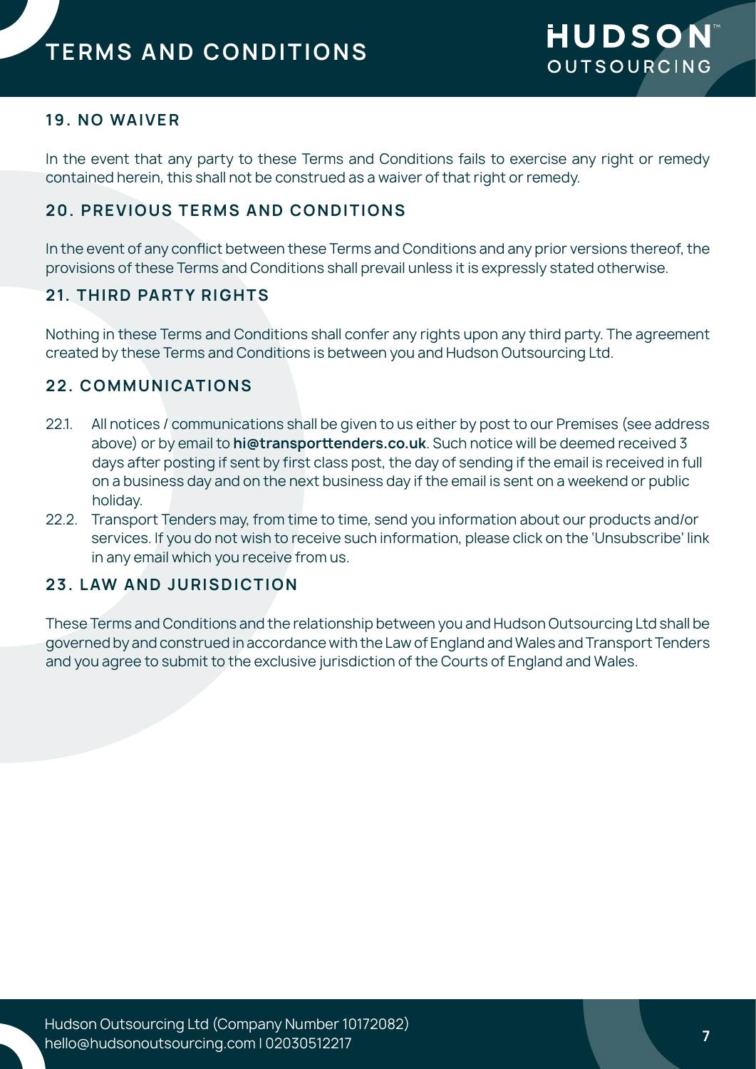## 19. NO WAIVER

In the event that any party to these Terms and Conditions fails to exercise any right or remedy contained herein, this shall not be construed as a waiver of that right or remedy.

## 20. PREVIOUS TERMS AND CONDITIONS

In the event of any conflict between these Terms and Conditions and any prior versions thereof, the provisions of these Terms and Conditions shall prevail unless it is expressly stated otherwise.

## 21. THIRD PARTY RIGHTS

Nothing in these Terms and Conditions shall confer any rights upon any third party. The agreement created by these Terms and Conditions is between you and Hudson Outsourcing Ltd.

## 22. COMMUNICATIONS

22.1. All notices / communications shall be given to us either by post to our Premises (see address above) or by email to **hi@transporttenders.co.uk**. Such notice will be deemed received 3 days after posting if sent by first class post, the day of sending if the email is received in full on a business day and on the next business day if the email is sent on a weekend or public holiday.

22.2. Transport Tenders may, from time to time, send you information about our products and/or services. If you do not wish to receive such information, please click on the 'Unsubscribe' link in any email which you receive from us.

## 23. LAW AND JURISDICTION

These Terms and Conditions and the relationship between you and Hudson Outsourcing Ltd shall be governed by and construed in accordance with the Law of England and Wales and Transport Tenders and you agree to submit to the exclusive jurisdiction of the Courts of England and Wales.